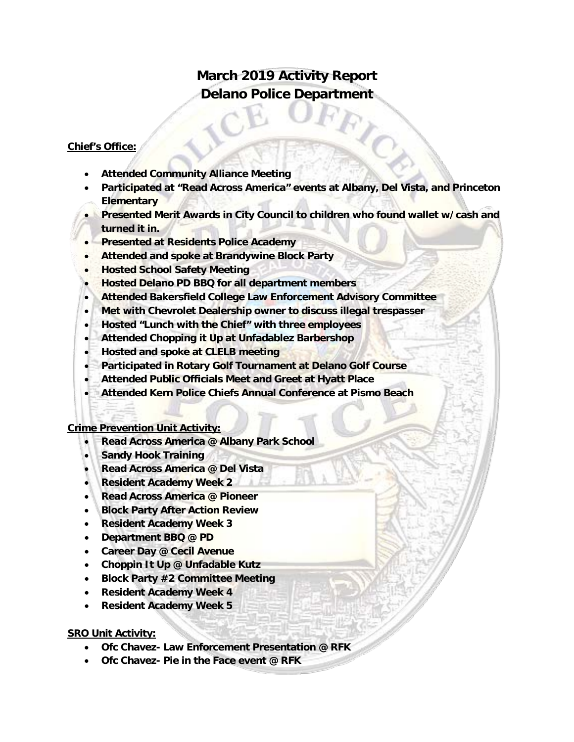# March 2019 Activity Report
# Delano Police Department

**Chief's Office:**

- **Attended Community Alliance Meeting**
- **Participated at "Read Across America" events at Albany, Del Vista, and Princeton Elementary**
- **Presented Merit Awards in City Council to children who found wallet w/cash and turned it in.**
- **Presented at Residents Police Academy**
- **Attended and spoke at Brandywine Block Party**
- **Hosted School Safety Meeting**
- **Hosted Delano PD BBQ for all department members**
- **Attended Bakersfield College Law Enforcement Advisory Committee**
- **Met with Chevrolet Dealership owner to discuss illegal trespasser**
- **Hosted "Lunch with the Chief" with three employees**
- **Attended Chopping it Up at Unfadablez Barbershop**
- **Hosted and spoke at CLELB meeting**
- **Participated in Rotary Golf Tournament at Delano Golf Course**
- **Attended Public Officials Meet and Greet at Hyatt Place**
- **Attended Kern Police Chiefs Annual Conference at Pismo Beach**

**Crime Prevention Unit Activity:**

- **Read Across America @ Albany Park School**
- **Sandy Hook Training**
- **Read Across America @ Del Vista**
- **Resident Academy Week 2**
- **Read Across America @ Pioneer**
- **Block Party After Action Review**
- **Resident Academy Week 3**
- **Department BBQ @ PD**
- **Career Day @ Cecil Avenue**
- **Choppin It Up @ Unfadable Kutz**
- **Block Party #2 Committee Meeting**
- **Resident Academy Week 4**
- **Resident Academy Week 5**

**SRO Unit Activity:**

- **Ofc Chavez- Law Enforcement Presentation @ RFK**
- **Ofc Chavez- Pie in the Face event @ RFK**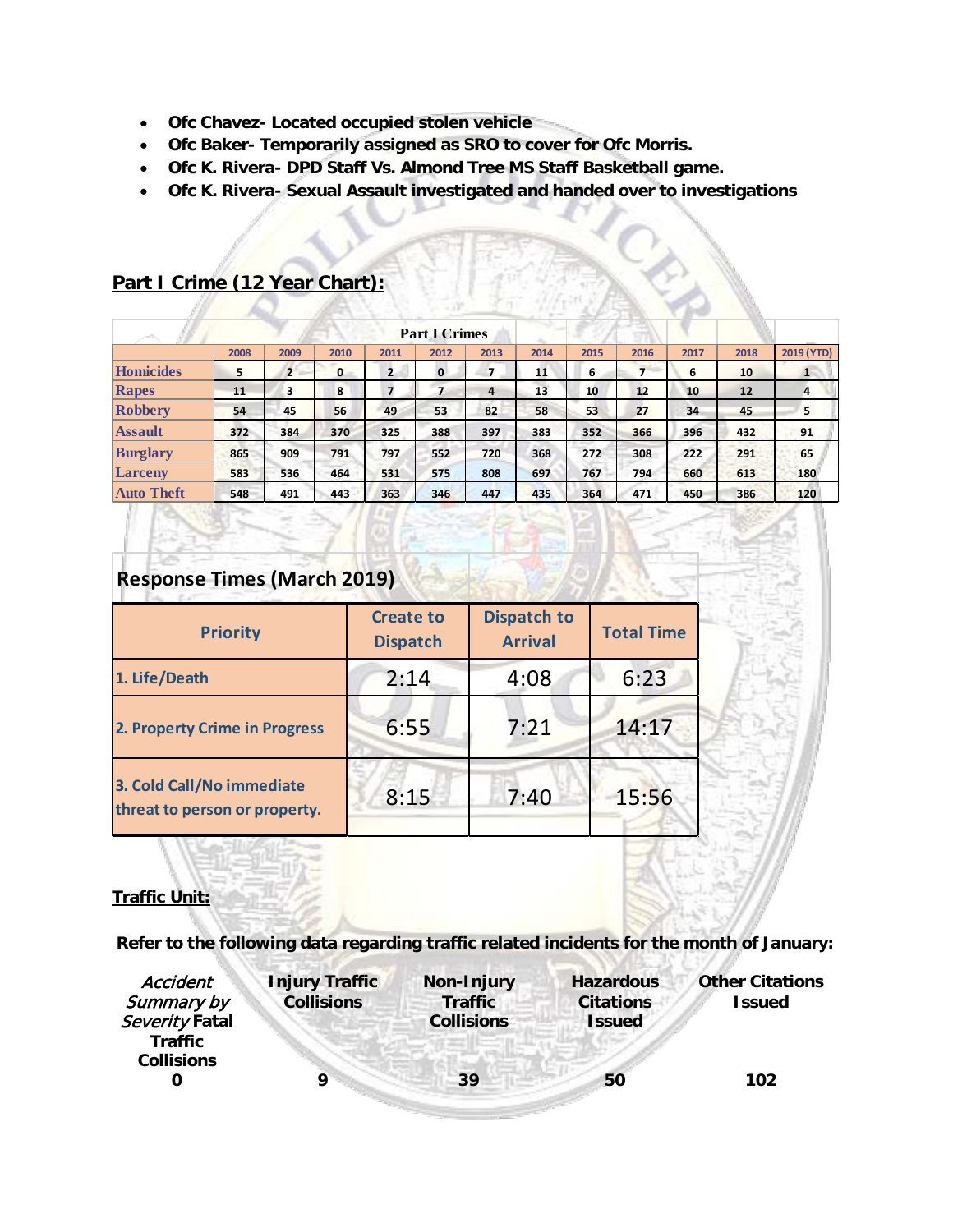- **Ofc Chavez- Located occupied stolen vehicle**
- **Ofc Baker- Temporarily assigned as SRO to cover for Ofc Morris.**
- **Ofc K. Rivera- DPD Staff Vs. Almond Tree MS Staff Basketball game.**
- **Ofc K. Rivera- Sexual Assault investigated and handed over to investigations**

## Part I Crime (12 Year Chart):

| | Part I Crimes | | | | | | | | | | | |
|---|---|---|---|---|---|---|---|---|---|---|---|---|
| | 2008 | 2009 | 2010 | 2011 | 2012 | 2013 | 2014 | 2015 | 2016 | 2017 | 2018 | 2019 (YTD) |
| Homicides | 5 | 2 | 0 | 2 | 0 | 7 | 11 | 6 | 7 | 6 | 10 | 1 |
| Rapes | 11 | 3 | 8 | 7 | 7 | 4 | 13 | 10 | 12 | 10 | 12 | 4 |
| Robbery | 54 | 45 | 56 | 49 | 53 | 82 | 58 | 53 | 27 | 34 | 45 | 5 |
| Assault | 372 | 384 | 370 | 325 | 388 | 397 | 383 | 352 | 366 | 396 | 432 | 91 |
| Burglary | 865 | 909 | 791 | 797 | 552 | 720 | 368 | 272 | 308 | 222 | 291 | 65 |
| Larceny | 583 | 536 | 464 | 531 | 575 | 808 | 697 | 767 | 794 | 660 | 613 | 180 |
| Auto Theft | 548 | 491 | 443 | 363 | 346 | 447 | 435 | 364 | 471 | 450 | 386 | 120 |

## Response Times (March 2019)

| Priority | Create to Dispatch | Dispatch to Arrival | Total Time |
|---|---|---|---|
| 1. Life/Death | 2:14 | 4:08 | 6:23 |
| 2. Property Crime in Progress | 6:55 | 7:21 | 14:17 |
| 3. Cold Call/No immediate threat to person or property. | 8:15 | 7:40 | 15:56 |

**Traffic Unit:**

**Refer to the following data regarding traffic related incidents for the month of January:**

| *Accident Summary by Severity* **Fatal Traffic Collisions** | **Injury Traffic Collisions** | **Non-Injury Traffic Collisions** | **Hazardous Citations Issued** | **Other Citations Issued** |
|---|---|---|---|---|
| 0 | 9 | 39 | 50 | 102 |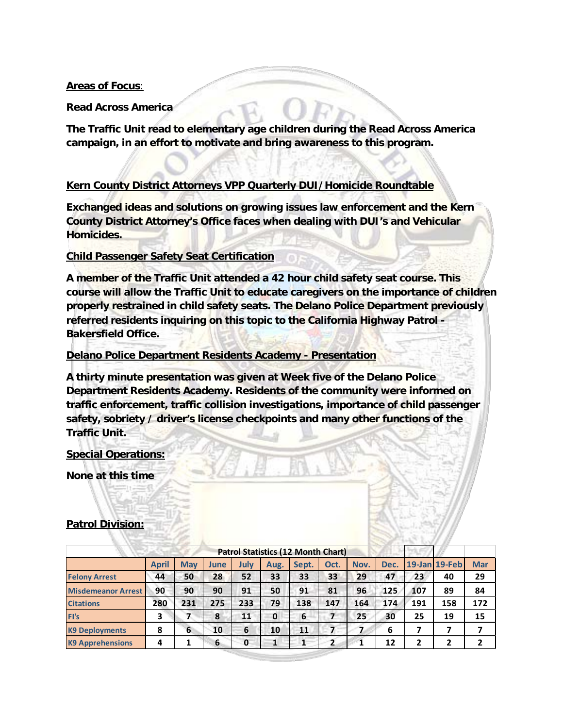**Areas of Focus**:

**Read Across America**

**The Traffic Unit read to elementary age children during the Read Across America campaign, in an effort to motivate and bring awareness to this program.**

**Kern County District Attorneys VPP Quarterly DUI/Homicide Roundtable**

**Exchanged ideas and solutions on growing issues law enforcement and the Kern County District Attorney's Office faces when dealing with DUI's and Vehicular Homicides.**

**Child Passenger Safety Seat Certification**

**A member of the Traffic Unit attended a 42 hour child safety seat course. This course will allow the Traffic Unit to educate caregivers on the importance of children properly restrained in child safety seats. The Delano Police Department previously referred residents inquiring on this topic to the California Highway Patrol - Bakersfield Office.**

**Delano Police Department Residents Academy - Presentation**

**A thirty minute presentation was given at Week five of the Delano Police Department Residents Academy. Residents of the community were informed on traffic enforcement, traffic collision investigations, importance of child passenger safety, sobriety / driver's license checkpoints and many other functions of the Traffic Unit.**

**Special Operations:**

**None at this time**

**Patrol Division:**

| Patrol Statistics (12 Month Chart) | | | | | | | | | | | | |
|---|---|---|---|---|---|---|---|---|---|---|---|---|
| | April | May | June | July | Aug. | Sept. | Oct. | Nov. | Dec. | 19-Jan | 19-Feb | Mar |
| Felony Arrest | 44 | 50 | 28 | 52 | 33 | 33 | 33 | 29 | 47 | 23 | 40 | 29 |
| Misdemeanor Arrest | 90 | 90 | 90 | 91 | 50 | 91 | 81 | 96 | 125 | 107 | 89 | 84 |
| Citations | 280 | 231 | 275 | 233 | 79 | 138 | 147 | 164 | 174 | 191 | 158 | 172 |
| FI's | 3 | 7 | 8 | 11 | 0 | 6 | 7 | 25 | 30 | 25 | 19 | 15 |
| K9 Deployments | 8 | 6 | 10 | 6 | 10 | 11 | 7 | 7 | 6 | 7 | 7 | 7 |
| K9 Apprehensions | 4 | 1 | 6 | 0 | 1 | 1 | 2 | 1 | 12 | 2 | 2 | 2 |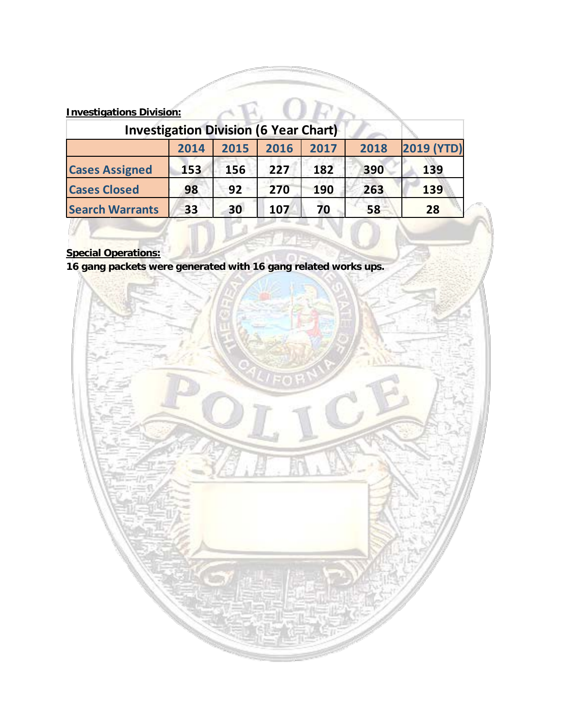**Investigations Division:**

| Investigation Division (6 Year Chart) | | | | | | |
|---|---|---|---|---|---|---|
| | 2014 | 2015 | 2016 | 2017 | 2018 | 2019 (YTD) |
| Cases Assigned | 153 | 156 | 227 | 182 | 390 | 139 |
| Cases Closed | 98 | 92 | 270 | 190 | 263 | 139 |
| Search Warrants | 33 | 30 | 107 | 70 | 58 | 28 |

**Special Operations:**

**16 gang packets were generated with 16 gang related works ups.**